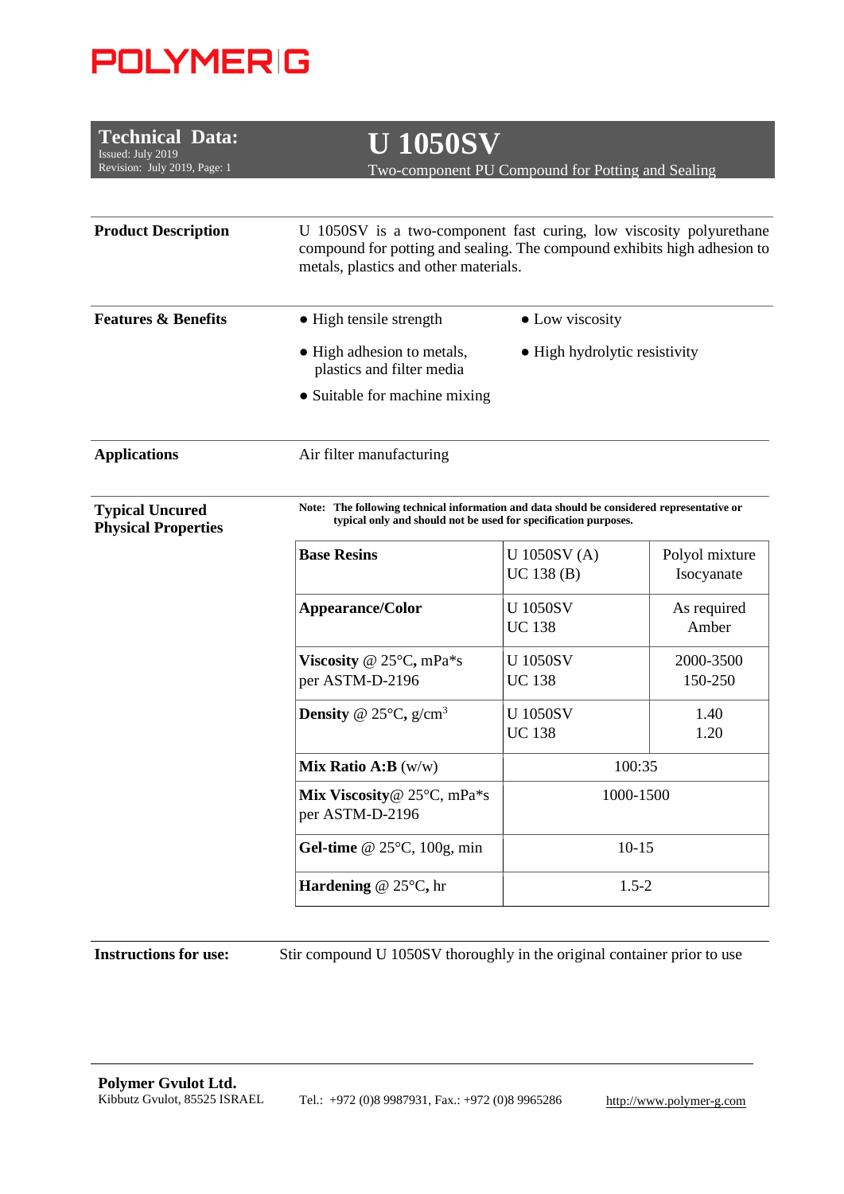POLYMER|G

**Technical Data:**
Issued: July 2019
Revision: July 2019, Page: 1

# U 1050SV

Two-component PU Compound for Potting and Sealing

**Product Description**

U 1050SV is a two-component fast curing, low viscosity polyurethane compound for potting and sealing. The compound exhibits high adhesion to metals, plastics and other materials.

**Features & Benefits**

- High tensile strength
- Low viscosity
- High adhesion to metals, plastics and filter media
- High hydrolytic resistivity
- Suitable for machine mixing

**Applications**

Air filter manufacturing

**Typical Uncured Physical Properties**

**Note: The following technical information and data should be considered representative or typical only and should not be used for specification purposes.**

| | | |
|---|---|---|
| **Base Resins** | U 1050SV (A)<br>UC 138 (B) | Polyol mixture<br>Isocyanate |
| **Appearance/Color** | U 1050SV<br>UC 138 | As required<br>Amber |
| **Viscosity** @ 25°C, mPa*s per ASTM-D-2196 | U 1050SV<br>UC 138 | 2000-3500<br>150-250 |
| **Density** @ 25°C, g/cm$^3$ | U 1050SV<br>UC 138 | 1.40<br>1.20 |
| **Mix Ratio A:B** (w/w) | 100:35 | |
| **Mix Viscosity**@ 25°C, mPa*s per ASTM-D-2196 | 1000-1500 | |
| **Gel-time** @ 25°C, 100g, min | 10-15 | |
| **Hardening** @ 25°C, hr | 1.5-2 | |

**Instructions for use:** Stir compound U 1050SV thoroughly in the original container prior to use

**Polymer Gvulot Ltd.**
Kibbutz Gvulot, 85525 ISRAEL
Tel.: +972 (0)8 9987931, Fax.: +972 (0)8 9965286
http://www.polymer-g.com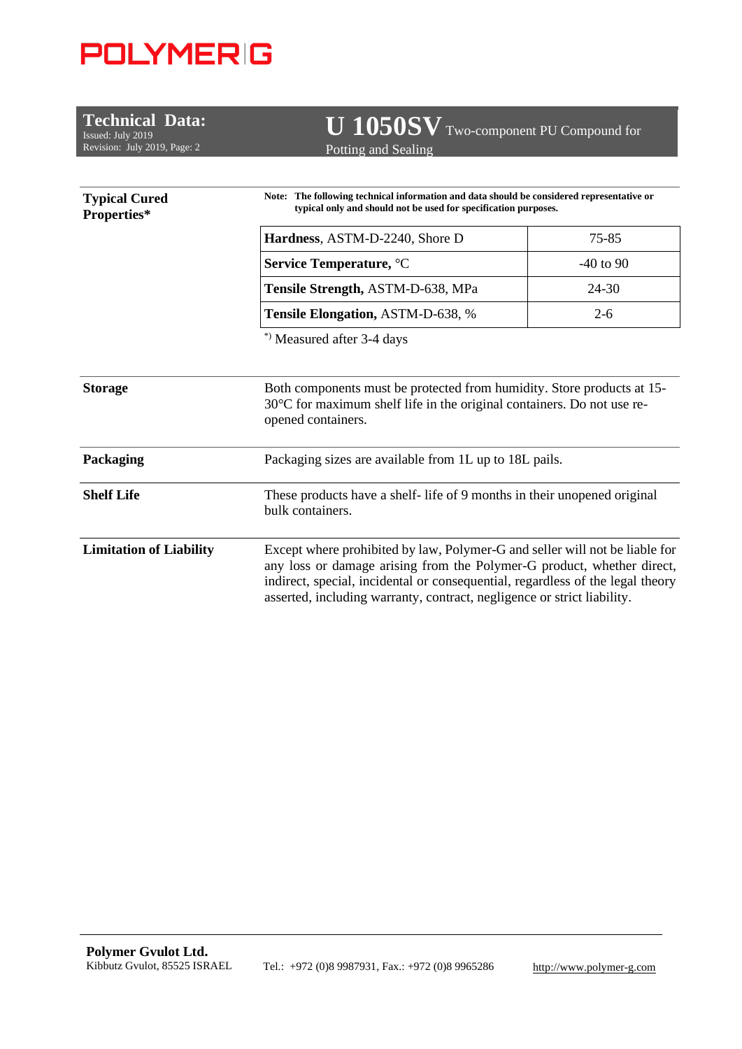# U 1050SV Two-component PU Compound for Potting and Sealing

## Typical Cured Properties*

**Note: The following technical information and data should be considered representative or typical only and should not be used for specification purposes.**

| | |
|---|---|
| **Hardness**, ASTM-D-2240, Shore D | 75-85 |
| **Service Temperature,** °C | -40 to 90 |
| **Tensile Strength,** ASTM-D-638, MPa | 24-30 |
| **Tensile Elongation,** ASTM-D-638, % | 2-6 |

*) Measured after 3-4 days

## Storage

Both components must be protected from humidity. Store products at 15-30°C for maximum shelf life in the original containers. Do not use re-opened containers.

## Packaging

Packaging sizes are available from 1L up to 18L pails.

## Shelf Life

These products have a shelf- life of 9 months in their unopened original bulk containers.

## Limitation of Liability

Except where prohibited by law, Polymer-G and seller will not be liable for any loss or damage arising from the Polymer-G product, whether direct, indirect, special, incidental or consequential, regardless of the legal theory asserted, including warranty, contract, negligence or strict liability.

**Polymer Gvulot Ltd.**
Kibbutz Gvulot, 85525 ISRAEL

Tel.: +972 (0)8 9987931, Fax.: +972 (0)8 9965286

http://www.polymer-g.com